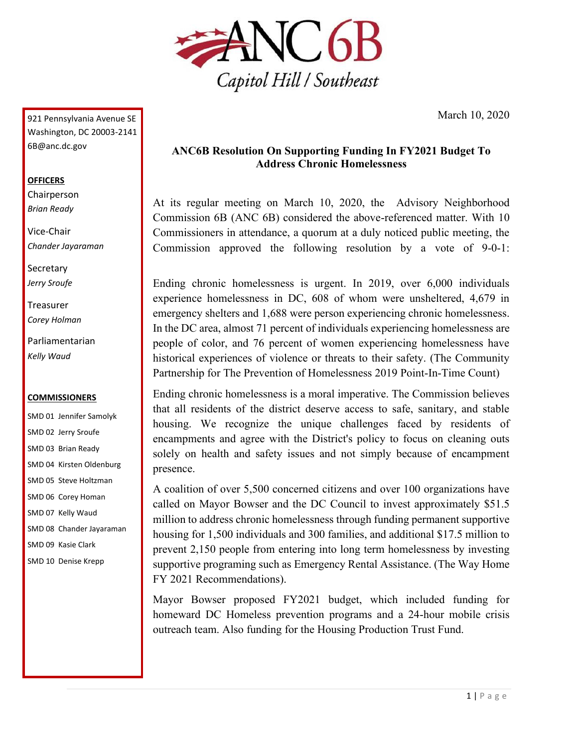ANC 6B

Capitol Hill / Southeast

921 Pennsylvania Avenue SE
Washington, DC 20003-2141
6B@anc.dc.gov

**OFFICERS**

Chairperson
*Brian Ready*

Vice-Chair
*Chander Jayaraman*

Secretary
*Jerry Sroufe*

Treasurer
*Corey Holman*

Parliamentarian
*Kelly Waud*

**COMMISSIONERS**

SMD 01 Jennifer Samolyk
SMD 02 Jerry Sroufe
SMD 03 Brian Ready
SMD 04 Kirsten Oldenburg
SMD 05 Steve Holtzman
SMD 06 Corey Homan
SMD 07 Kelly Waud
SMD 08 Chander Jayaraman
SMD 09 Kasie Clark
SMD 10 Denise Krepp

March 10, 2020

**ANC6B Resolution On Supporting Funding In FY2021 Budget To Address Chronic Homelessness**

At its regular meeting on March 10, 2020, the Advisory Neighborhood Commission 6B (ANC 6B) considered the above-referenced matter. With 10 Commissioners in attendance, a quorum at a duly noticed public meeting, the Commission approved the following resolution by a vote of 9-0-1:

Ending chronic homelessness is urgent. In 2019, over 6,000 individuals experience homelessness in DC, 608 of whom were unsheltered, 4,679 in emergency shelters and 1,688 were person experiencing chronic homelessness. In the DC area, almost 71 percent of individuals experiencing homelessness are people of color, and 76 percent of women experiencing homelessness have historical experiences of violence or threats to their safety. (The Community Partnership for The Prevention of Homelessness 2019 Point-In-Time Count)

Ending chronic homelessness is a moral imperative. The Commission believes that all residents of the district deserve access to safe, sanitary, and stable housing. We recognize the unique challenges faced by residents of encampments and agree with the District's policy to focus on cleaning outs solely on health and safety issues and not simply because of encampment presence.

A coalition of over 5,500 concerned citizens and over 100 organizations have called on Mayor Bowser and the DC Council to invest approximately $51.5 million to address chronic homelessness through funding permanent supportive housing for 1,500 individuals and 300 families, and additional $17.5 million to prevent 2,150 people from entering into long term homelessness by investing supportive programing such as Emergency Rental Assistance. (The Way Home FY 2021 Recommendations).

Mayor Bowser proposed FY2021 budget, which included funding for homeward DC Homeless prevention programs and a 24-hour mobile crisis outreach team. Also funding for the Housing Production Trust Fund.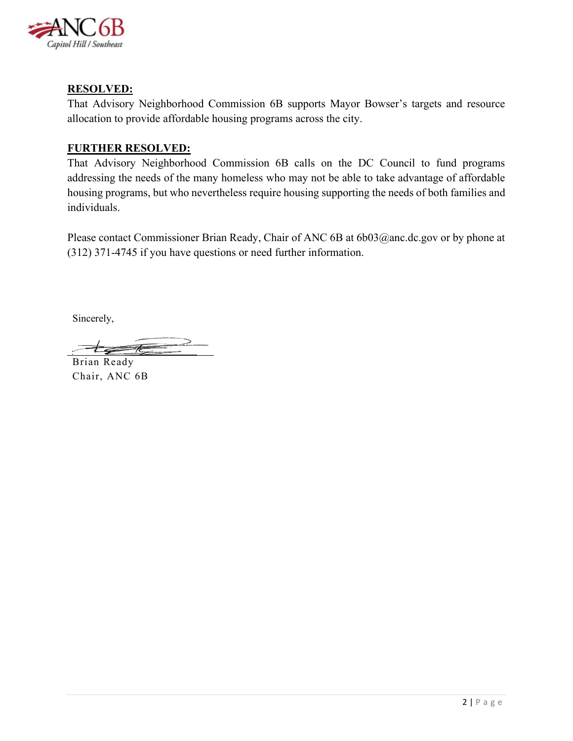**RESOLVED:**

That Advisory Neighborhood Commission 6B supports Mayor Bowser's targets and resource allocation to provide affordable housing programs across the city.

**FURTHER RESOLVED:**

That Advisory Neighborhood Commission 6B calls on the DC Council to fund programs addressing the needs of the many homeless who may not be able to take advantage of affordable housing programs, but who nevertheless require housing supporting the needs of both families and individuals.

Please contact Commissioner Brian Ready, Chair of ANC 6B at 6b03@anc.dc.gov or by phone at (312) 371-4745 if you have questions or need further information.

Sincerely,

Brian Ready
Chair, ANC 6B